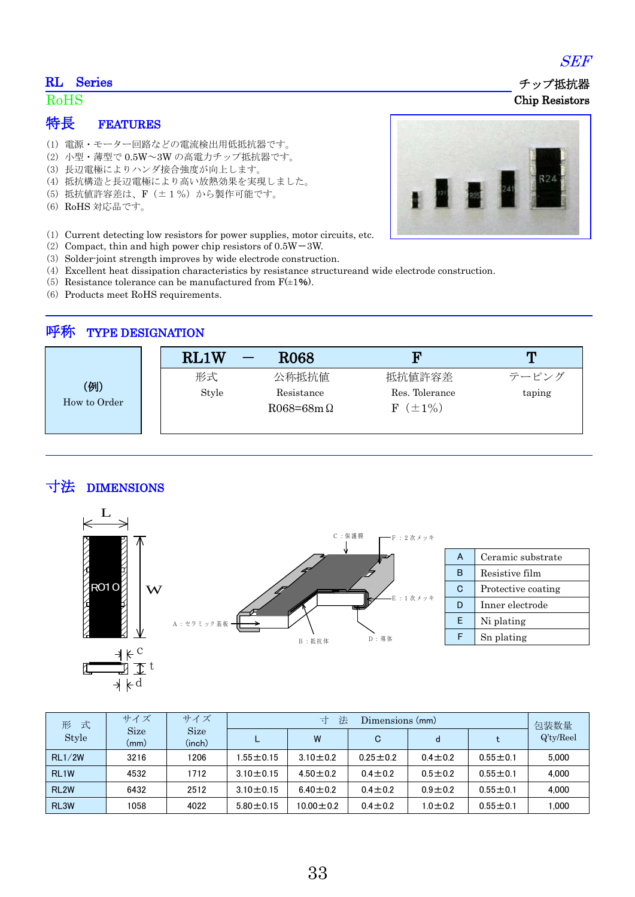SEF

## RL Series

RoHS

チップ抵抗器
Chip Resistors

### 特長 FEATURES

(1) 電源・モーター回路などの電流検出用低抵抗器です。
(2) 小型・薄型で 0.5W～3W の高電力チップ抵抗器です。
(3) 長辺電極によりハンダ接合強度が向上します。
(4) 抵抗構造と長辺電極により高い放熱効果を実現しました。
(5) 抵抗値許容差は、F（±１%）から製作可能です。
(6) RoHS 対応品です。

(1) Current detecting low resistors for power supplies, motor circuits, etc.
(2) Compact, thin and high power chip resistors of 0.5W－3W.
(3) Solder-joint strength improves by wide electrode construction.
(4) Excellent heat dissipation characteristics by resistance structureand wide electrode construction.
(5) Resistance tolerance can be manufactured from F(±1%).
(6) Products meet RoHS requirements.

### 呼称 TYPE DESIGNATION

| (例) How to Order | RL1W | － | R068 | F | T |
|---|---|---|---|---|---|
| | 形式 Style | | 公称抵抗値 Resistance R068=68mΩ | 抵抗値許容差 Res. Tolerance F（±1%） | テーピング taping |

### 寸法 DIMENSIONS

A：セラミック基板　B：抵抗体　C：保護膜　D：導体　E：１次メッキ　F：２次メッキ

| | |
|---|---|
| A | Ceramic substrate |
| B | Resistive film |
| C | Protective coating |
| D | Inner electrode |
| E | Ni plating |
| F | Sn plating |

| 形 式 Style | サイズ Size (mm) | サイズ Size (inch) | 寸 法 Dimensions (mm) | | | | | 包装数量 Q'ty/Reel |
|---|---|---|---|---|---|---|---|---|
| | | | L | W | C | d | t | |
| RL1/2W | 3216 | 1206 | 1.55±0.15 | 3.10±0.2 | 0.25±0.2 | 0.4±0.2 | 0.55±0.1 | 5,000 |
| RL1W | 4532 | 1712 | 3.10±0.15 | 4.50±0.2 | 0.4±0.2 | 0.5±0.2 | 0.55±0.1 | 4,000 |
| RL2W | 6432 | 2512 | 3.10±0.15 | 6.40±0.2 | 0.4±0.2 | 0.9±0.2 | 0.55±0.1 | 4,000 |
| RL3W | 1058 | 4022 | 5.80±0.15 | 10.00±0.2 | 0.4±0.2 | 1.0±0.2 | 0.55±0.1 | 1,000 |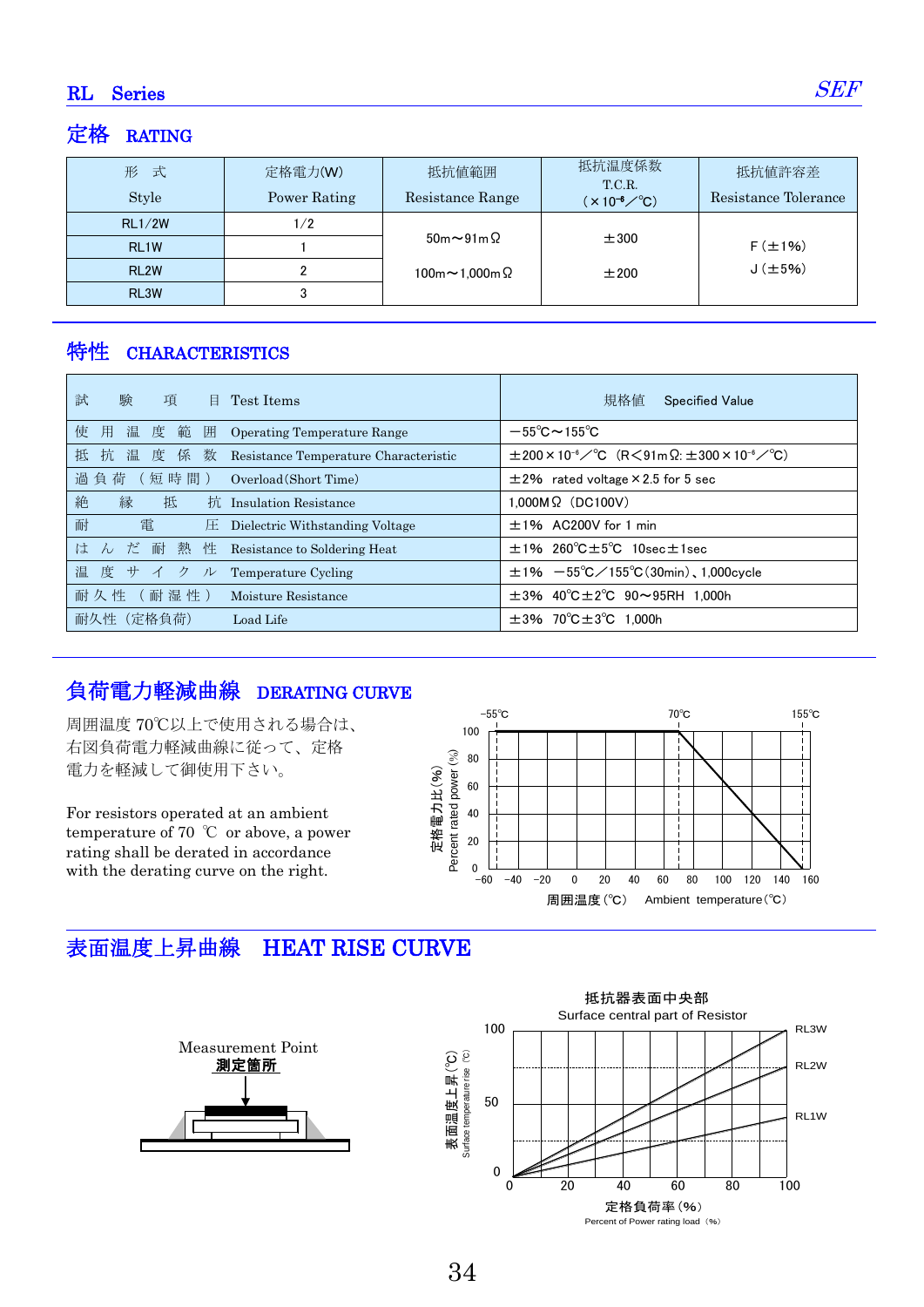## 定格　RATING

| 形　式 Style | 定格電力(W) Power Rating | 抵抗値範囲 Resistance Range | 抵抗温度係数 T.C.R. (×10⁻⁶／℃) | 抵抗値許容差 Resistance Tolerance |
|---|---|---|---|---|
| RL1/2W | 1/2 | 50m～91mΩ | ±300 | F (±1%) J (±5%) |
| RL1W | 1 | | | |
| RL2W | 2 | 100m～1,000mΩ | ±200 | |
| RL3W | 3 | | | |

## 特性　CHARACTERISTICS

| 試験項目 Test Items | 規格値 Specified Value |
|---|---|
| 使用温度範囲 Operating Temperature Range | −55℃～155℃ |
| 抵抗温度係数 Resistance Temperature Characteristic | ±200×10⁻⁶／℃ (R<91mΩ: ±300×10⁻⁶／℃) |
| 過負荷（短時間） Overload(Short Time) | ±2%　rated voltage×2.5 for 5 sec |
| 絶縁抵抗 Insulation Resistance | 1,000MΩ (DC100V) |
| 耐電圧 Dielectric Withstanding Voltage | ±1%　AC200V for 1 min |
| はんだ耐熱性 Resistance to Soldering Heat | ±1%　260℃±5℃　10sec±1sec |
| 温度サイクル Temperature Cycling | ±1%　−55℃／155℃(30min)、1,000cycle |
| 耐久性（耐湿性） Moisture Resistance | ±3%　40℃±2℃　90～95RH　1,000h |
| 耐久性（定格負荷） Load Life | ±3%　70℃±3℃　1,000h |

## 負荷電力軽減曲線　DERATING CURVE

周囲温度 70℃以上で使用される場合は、右図負荷電力軽減曲線に従って、定格電力を軽減して御使用下さい。

For resistors operated at an ambient temperature of 70 ℃ or above, a power rating shall be derated in accordance with the derating curve on the right.

−55℃　70℃　155℃

定格電力比(%) Percent rated power (%)

100, 80, 60, 40, 20, 0

−60　−40　−20　0　20　40　60　80　100　120　140　160

周囲温度(℃)　Ambient temperature(℃)

## 表面温度上昇曲線　HEAT RISE CURVE

Measurement Point

測定箇所

抵抗器表面中央部

Surface central part of Resistor

表面温度上昇(℃) Surface temperature rise (℃)

100, 50, 0

RL3W　RL2W　RL1W

0　20　40　60　80　100

定格負荷率(%)

Percent of Power rating load (%)